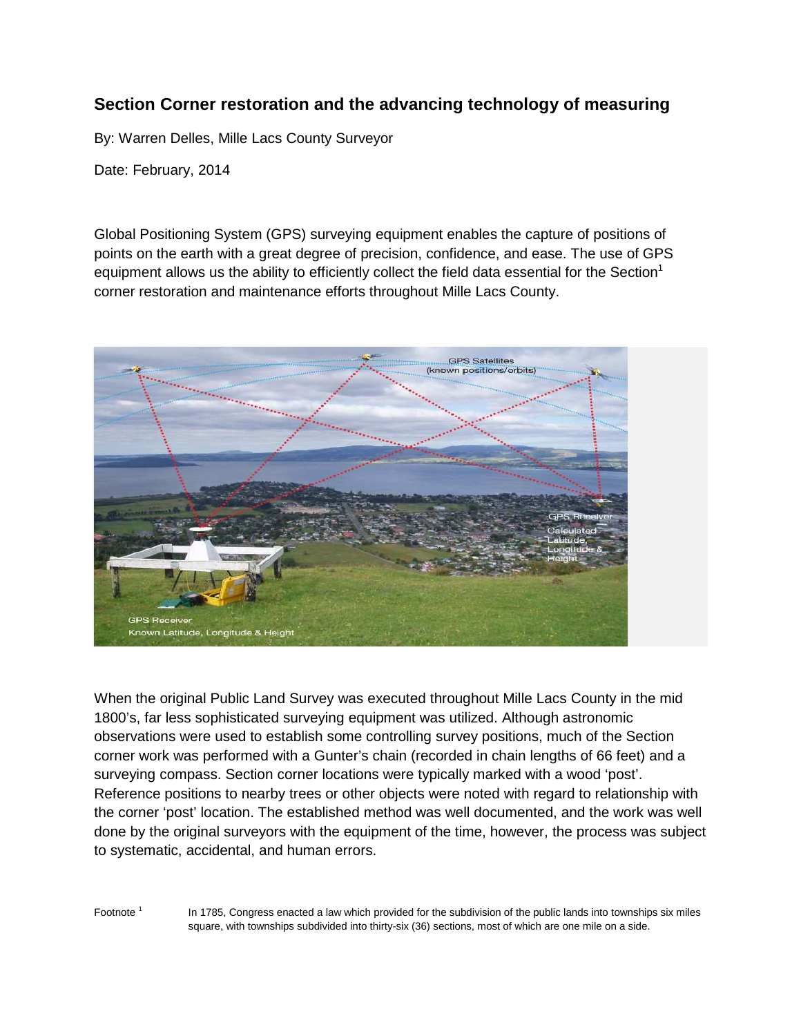## Section Corner restoration and the advancing technology of measuring

By: Warren Delles, Mille Lacs County Surveyor

Date: February, 2014

Global Positioning System (GPS) surveying equipment enables the capture of positions of points on the earth with a great degree of precision, confidence, and ease. The use of GPS equipment allows us the ability to efficiently collect the field data essential for the Section[1] corner restoration and maintenance efforts throughout Mille Lacs County.

When the original Public Land Survey was executed throughout Mille Lacs County in the mid 1800's, far less sophisticated surveying equipment was utilized. Although astronomic observations were used to establish some controlling survey positions, much of the Section corner work was performed with a Gunter's chain (recorded in chain lengths of 66 feet) and a surveying compass. Section corner locations were typically marked with a wood 'post'. Reference positions to nearby trees or other objects were noted with regard to relationship with the corner 'post' location. The established method was well documented, and the work was well done by the original surveyors with the equipment of the time, however, the process was subject to systematic, accidental, and human errors.

Footnote [1] In 1785, Congress enacted a law which provided for the subdivision of the public lands into townships six miles square, with townships subdivided into thirty-six (36) sections, most of which are one mile on a side.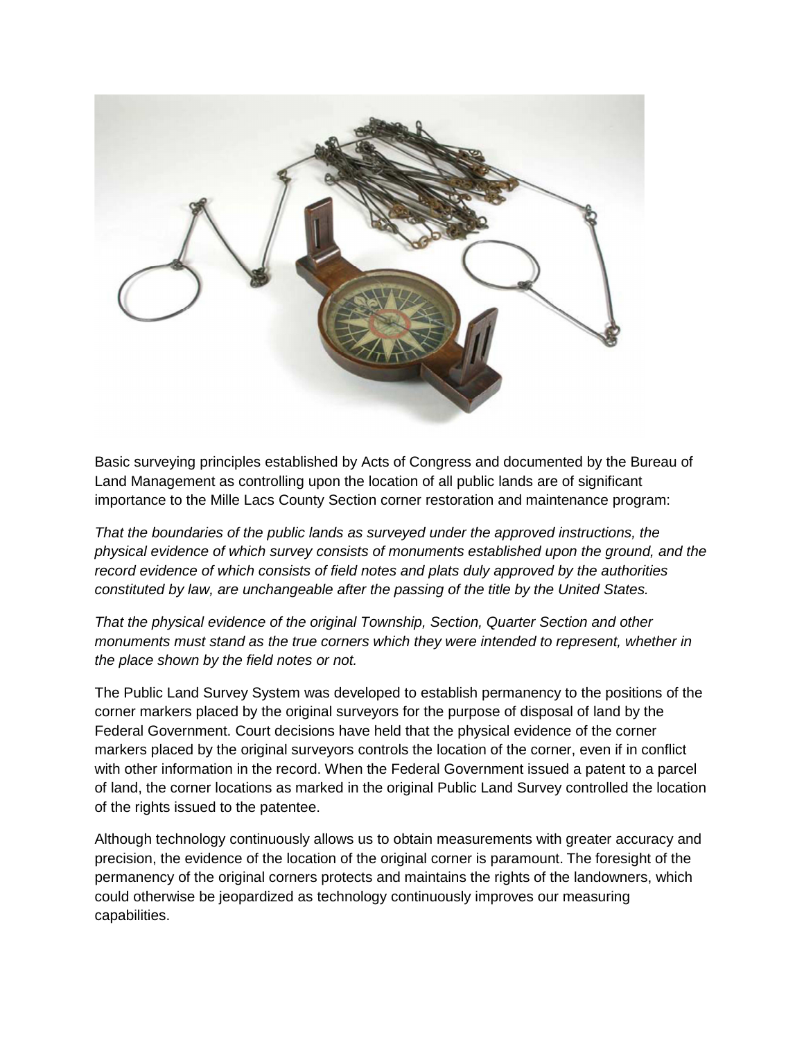Basic surveying principles established by Acts of Congress and documented by the Bureau of Land Management as controlling upon the location of all public lands are of significant importance to the Mille Lacs County Section corner restoration and maintenance program:

*That the boundaries of the public lands as surveyed under the approved instructions, the physical evidence of which survey consists of monuments established upon the ground, and the record evidence of which consists of field notes and plats duly approved by the authorities constituted by law, are unchangeable after the passing of the title by the United States.*

*That the physical evidence of the original Township, Section, Quarter Section and other monuments must stand as the true corners which they were intended to represent, whether in the place shown by the field notes or not.*

The Public Land Survey System was developed to establish permanency to the positions of the corner markers placed by the original surveyors for the purpose of disposal of land by the Federal Government. Court decisions have held that the physical evidence of the corner markers placed by the original surveyors controls the location of the corner, even if in conflict with other information in the record. When the Federal Government issued a patent to a parcel of land, the corner locations as marked in the original Public Land Survey controlled the location of the rights issued to the patentee.

Although technology continuously allows us to obtain measurements with greater accuracy and precision, the evidence of the location of the original corner is paramount. The foresight of the permanency of the original corners protects and maintains the rights of the landowners, which could otherwise be jeopardized as technology continuously improves our measuring capabilities.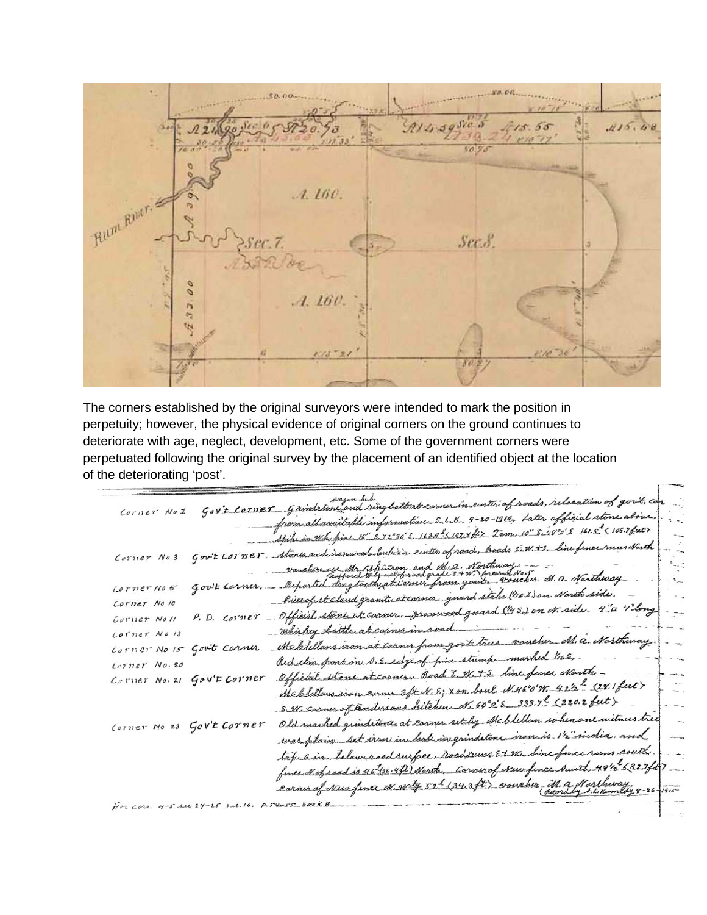The corners established by the original surveyors were intended to mark the position in perpetuity; however, the physical evidence of original corners on the ground continues to deteriorate with age, neglect, development, etc. Some of the government corners were perpetuated following the original survey by the placement of an identified object at the location of the deteriorating 'post'.

Corner No 1 Gov't Corner Grindstone and wagon hub ring bolt at corner in center of roads, relocation of gov't cor from all available information S.L.K. 9-20-1910. Later official stone above. Spike in W.hd pine 16" S.72°30' E. 163 4/5 (107.8 ft) Tam. 10" S.48°0' E 161.5 (106.7 feet)

Corner No 3 Gov't Corner. Stones and ironwood hub in center of road, Roads S.W.+S. line fence runs North vouchers are Mr Atkinson and M.A. Northway. (supposed to be out of road grade S.+W. presumed No. 5)

Corner No 5 Gov't Corner. Reported drag tooth at corner from gov't. voucher M.A. Northway.

Corner No 10 Piece of St Cloud granite at corner guard stake (1/4 S.) on North side.

Corner No 11 P.D. Corner Official stone at corner. Ironwood guard (1/4 S.) on N. side 4" 4' long

Corner No 13 Whiskey bottle at corner in road.

Corner No 15 Gov't Corner McClellans iron at corner from gov't tree voucher M.A. Northway.

Corner No. 20 Red elm post in S.E. edge of pine stump marked 1/4 S.

Corner No. 21 Gov't Corner Official stone at corner. Road E.W.+S. line fence North McClellans iron corner 3 ft N.E. Xon bowl N.46°0'W. 42½ (28.1 feet) S.W. corner of Andersons kitchen N. 60°2' E. 333.7 (220.2 feet)

Corner No 23 Gov't Corner Old marked grindstone at corner set by McClellan when one witness tree was plain. Set iron in hole in grindstone iron is 1½" in dia. and top 6 in. below road surface. Road runs E.+W. line fence runs south. fence N of road is 46 (30.4 ft) North. Corner of New fence South 49½ (32.7 ft) corner of New fence N.Wly 52 (34.3 ft) voucher M.A. Northway. (Record by S.L. Kimbly 8-26-1915)

For Cors. 4-5 see 24-25 sec. 16. p. 54-55 book B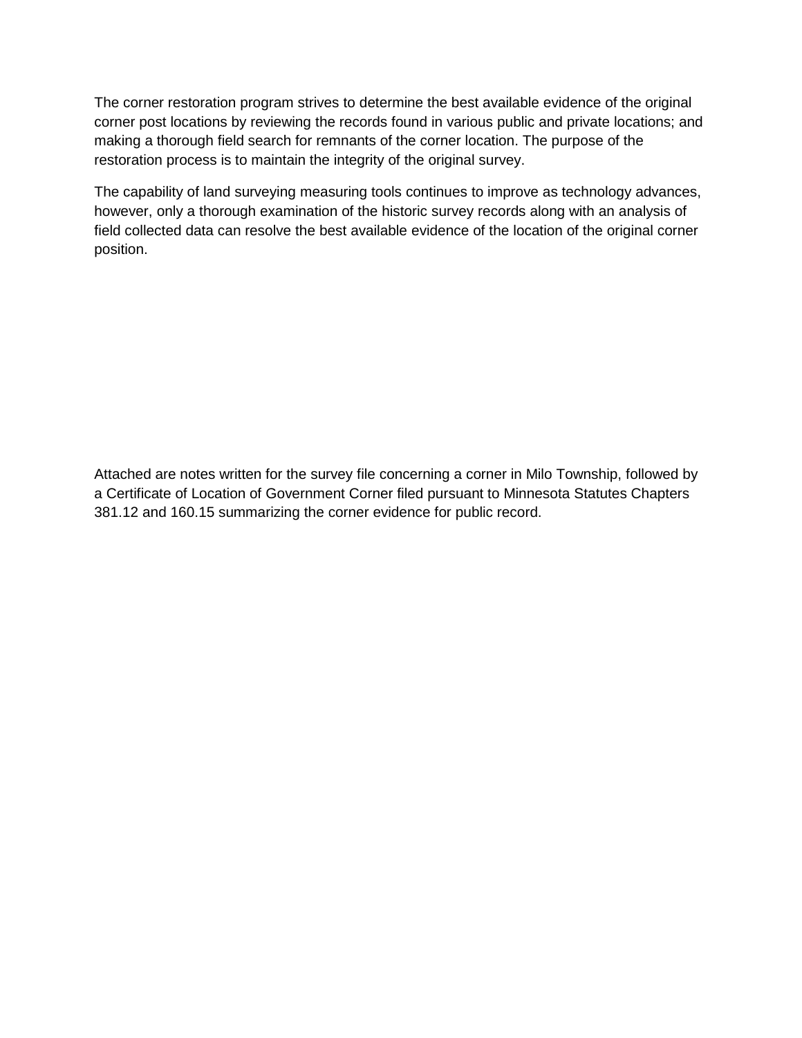The corner restoration program strives to determine the best available evidence of the original corner post locations by reviewing the records found in various public and private locations; and making a thorough field search for remnants of the corner location. The purpose of the restoration process is to maintain the integrity of the original survey.

The capability of land surveying measuring tools continues to improve as technology advances, however, only a thorough examination of the historic survey records along with an analysis of field collected data can resolve the best available evidence of the location of the original corner position.

Attached are notes written for the survey file concerning a corner in Milo Township, followed by a Certificate of Location of Government Corner filed pursuant to Minnesota Statutes Chapters 381.12 and 160.15 summarizing the corner evidence for public record.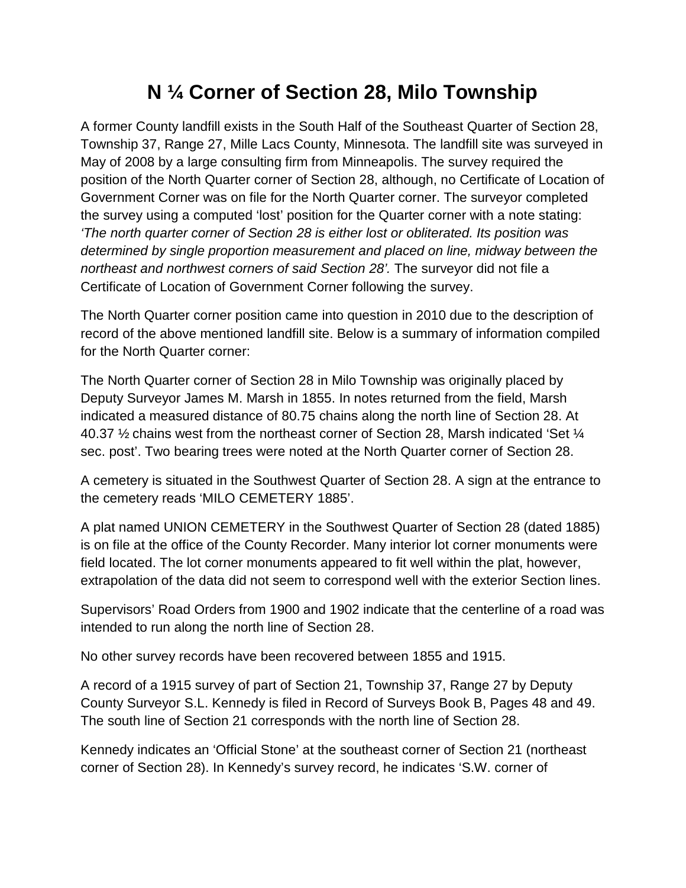# N ¼ Corner of Section 28, Milo Township

A former County landfill exists in the South Half of the Southeast Quarter of Section 28, Township 37, Range 27, Mille Lacs County, Minnesota. The landfill site was surveyed in May of 2008 by a large consulting firm from Minneapolis. The survey required the position of the North Quarter corner of Section 28, although, no Certificate of Location of Government Corner was on file for the North Quarter corner. The surveyor completed the survey using a computed 'lost' position for the Quarter corner with a note stating: *'The north quarter corner of Section 28 is either lost or obliterated. Its position was determined by single proportion measurement and placed on line, midway between the northeast and northwest corners of said Section 28'.* The surveyor did not file a Certificate of Location of Government Corner following the survey.

The North Quarter corner position came into question in 2010 due to the description of record of the above mentioned landfill site. Below is a summary of information compiled for the North Quarter corner:

The North Quarter corner of Section 28 in Milo Township was originally placed by Deputy Surveyor James M. Marsh in 1855. In notes returned from the field, Marsh indicated a measured distance of 80.75 chains along the north line of Section 28. At 40.37 ½ chains west from the northeast corner of Section 28, Marsh indicated 'Set ¼ sec. post'. Two bearing trees were noted at the North Quarter corner of Section 28.

A cemetery is situated in the Southwest Quarter of Section 28. A sign at the entrance to the cemetery reads 'MILO CEMETERY 1885'.

A plat named UNION CEMETERY in the Southwest Quarter of Section 28 (dated 1885) is on file at the office of the County Recorder. Many interior lot corner monuments were field located. The lot corner monuments appeared to fit well within the plat, however, extrapolation of the data did not seem to correspond well with the exterior Section lines.

Supervisors' Road Orders from 1900 and 1902 indicate that the centerline of a road was intended to run along the north line of Section 28.

No other survey records have been recovered between 1855 and 1915.

A record of a 1915 survey of part of Section 21, Township 37, Range 27 by Deputy County Surveyor S.L. Kennedy is filed in Record of Surveys Book B, Pages 48 and 49. The south line of Section 21 corresponds with the north line of Section 28.

Kennedy indicates an 'Official Stone' at the southeast corner of Section 21 (northeast corner of Section 28). In Kennedy's survey record, he indicates 'S.W. corner of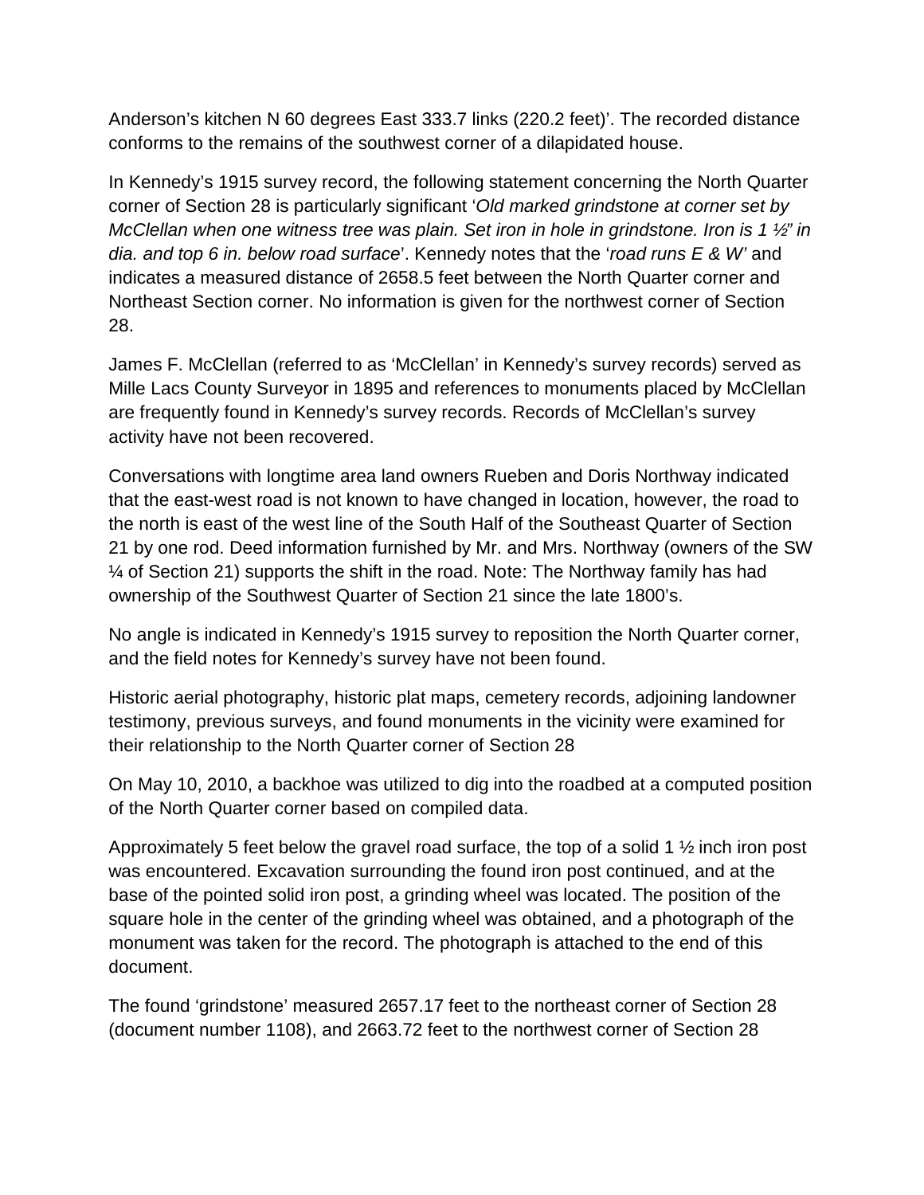Anderson's kitchen N 60 degrees East 333.7 links (220.2 feet)'. The recorded distance conforms to the remains of the southwest corner of a dilapidated house.

In Kennedy's 1915 survey record, the following statement concerning the North Quarter corner of Section 28 is particularly significant '*Old marked grindstone at corner set by McClellan when one witness tree was plain. Set iron in hole in grindstone. Iron is 1 ½" in dia. and top 6 in. below road surface*'. Kennedy notes that the '*road runs E & W'* and indicates a measured distance of 2658.5 feet between the North Quarter corner and Northeast Section corner. No information is given for the northwest corner of Section 28.

James F. McClellan (referred to as 'McClellan' in Kennedy's survey records) served as Mille Lacs County Surveyor in 1895 and references to monuments placed by McClellan are frequently found in Kennedy's survey records. Records of McClellan's survey activity have not been recovered.

Conversations with longtime area land owners Rueben and Doris Northway indicated that the east-west road is not known to have changed in location, however, the road to the north is east of the west line of the South Half of the Southeast Quarter of Section 21 by one rod. Deed information furnished by Mr. and Mrs. Northway (owners of the SW ¼ of Section 21) supports the shift in the road. Note: The Northway family has had ownership of the Southwest Quarter of Section 21 since the late 1800's.

No angle is indicated in Kennedy's 1915 survey to reposition the North Quarter corner, and the field notes for Kennedy's survey have not been found.

Historic aerial photography, historic plat maps, cemetery records, adjoining landowner testimony, previous surveys, and found monuments in the vicinity were examined for their relationship to the North Quarter corner of Section 28

On May 10, 2010, a backhoe was utilized to dig into the roadbed at a computed position of the North Quarter corner based on compiled data.

Approximately 5 feet below the gravel road surface, the top of a solid 1 ½ inch iron post was encountered. Excavation surrounding the found iron post continued, and at the base of the pointed solid iron post, a grinding wheel was located. The position of the square hole in the center of the grinding wheel was obtained, and a photograph of the monument was taken for the record. The photograph is attached to the end of this document.

The found 'grindstone' measured 2657.17 feet to the northeast corner of Section 28 (document number 1108), and 2663.72 feet to the northwest corner of Section 28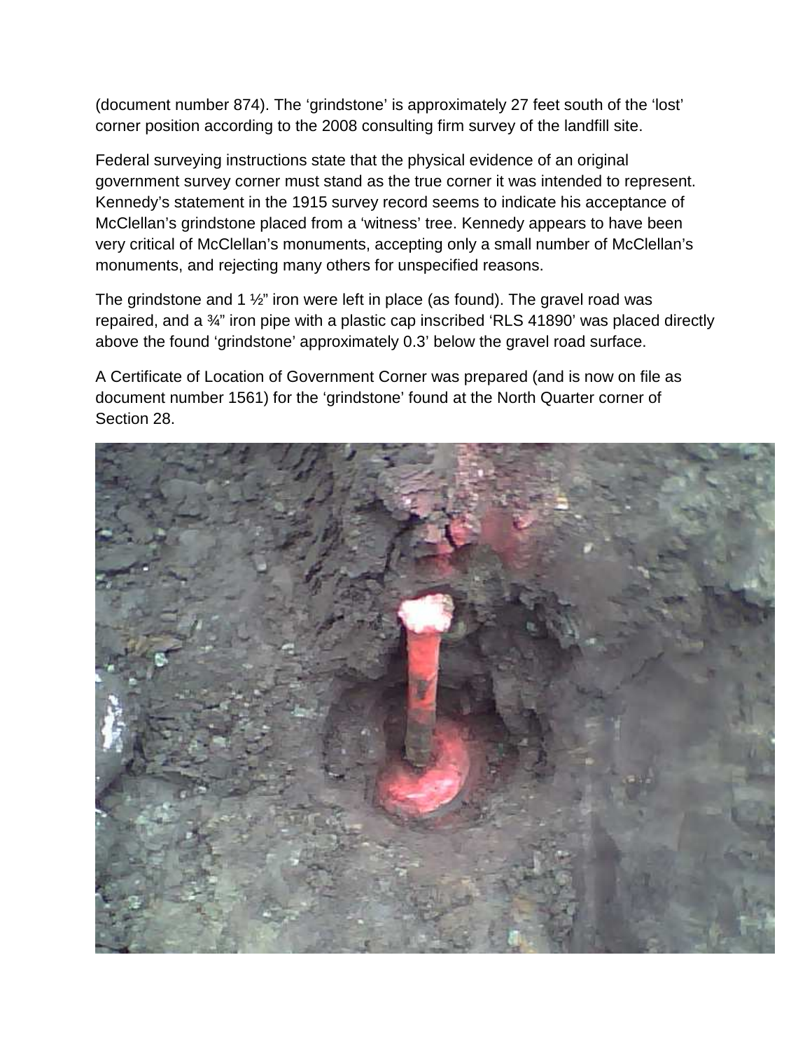(document number 874). The ‘grindstone’ is approximately 27 feet south of the ‘lost’ corner position according to the 2008 consulting firm survey of the landfill site.

Federal surveying instructions state that the physical evidence of an original government survey corner must stand as the true corner it was intended to represent. Kennedy’s statement in the 1915 survey record seems to indicate his acceptance of McClellan’s grindstone placed from a ‘witness’ tree. Kennedy appears to have been very critical of McClellan’s monuments, accepting only a small number of McClellan’s monuments, and rejecting many others for unspecified reasons.

The grindstone and 1 ½” iron were left in place (as found). The gravel road was repaired, and a ¾” iron pipe with a plastic cap inscribed ‘RLS 41890’ was placed directly above the found ‘grindstone’ approximately 0.3’ below the gravel road surface.

A Certificate of Location of Government Corner was prepared (and is now on file as document number 1561) for the ‘grindstone’ found at the North Quarter corner of Section 28.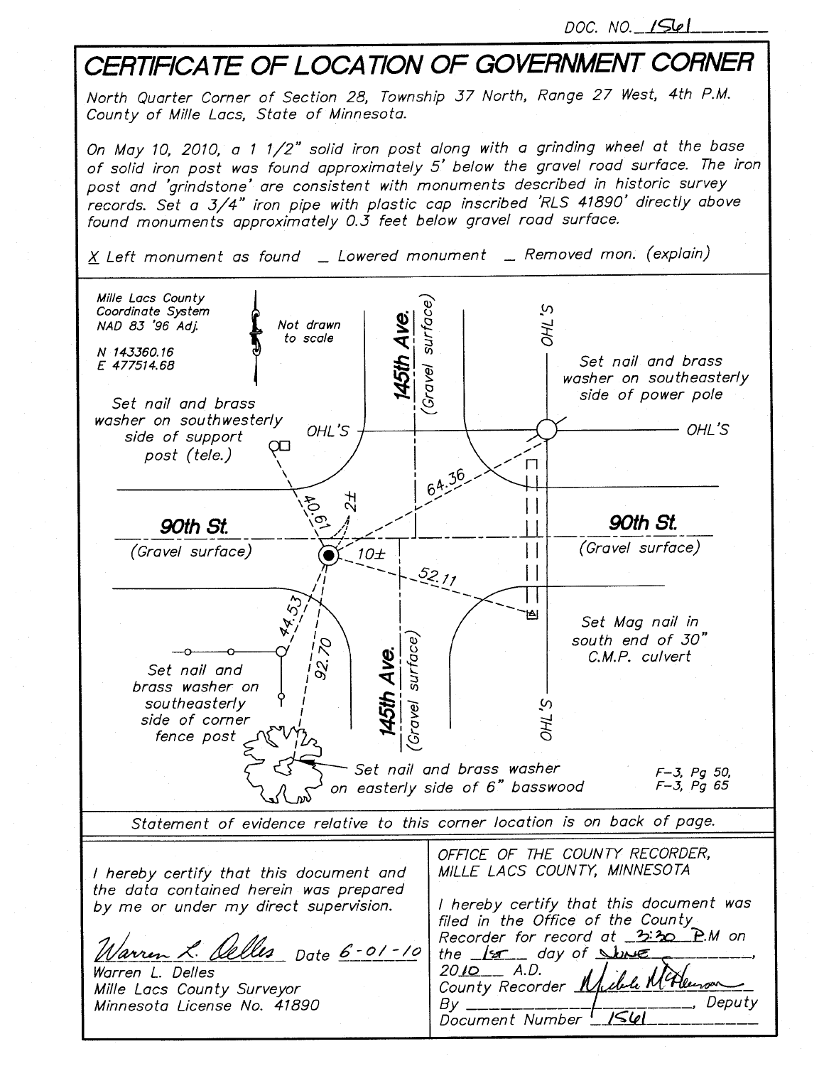DOC. NO. 1561

# CERTIFICATE OF LOCATION OF GOVERNMENT CORNER

*North Quarter Corner of Section 28, Township 37 North, Range 27 West, 4th P.M.*
*County of Mille Lacs, State of Minnesota.*

*On May 10, 2010, a 1 1/2" solid iron post along with a grinding wheel at the base of solid iron post was found approximately 5' below the gravel road surface. The iron post and 'grindstone' are consistent with monuments described in historic survey records. Set a 3/4" iron pipe with plastic cap inscribed 'RLS 41890' directly above found monuments approximately 0.3 feet below gravel road surface.*

X Left monument as found  _ Lowered monument  _ Removed mon. (explain)

Mille Lacs County Coordinate System
NAD 83 '96 Adj.

N 143360.16
E 477514.68

Not drawn to scale

145th Ave. (Gravel surface)

90th St. (Gravel surface)

OHL'S

Set nail and brass washer on southwesterly side of support post (tele.) — 40.61

2±

Set nail and brass washer on southeasterly side of power pole — 64.36

10±

Set Mag nail in south end of 30" C.M.P. culvert — 52.11

Set nail and brass washer on southeasterly side of corner fence post — 44.53

Set nail and brass washer on easterly side of 6" basswood — 92.70

F-3, Pg 50,
F-3, Pg 65

*Statement of evidence relative to this corner location is on back of page.*

*I hereby certify that this document and the data contained herein was prepared by me or under my direct supervision.*

Warren L. Delles  Date 6-01-10
Warren L. Delles
Mille Lacs County Surveyor
Minnesota License No. 41890

OFFICE OF THE COUNTY RECORDER,
MILLE LACS COUNTY, MINNESOTA

I hereby certify that this document was filed in the Office of the County Recorder for record at 3:30 P.M on the 1st day of June, 2010 A.D.
County Recorder [signature]
By ______________, Deputy
Document Number 1561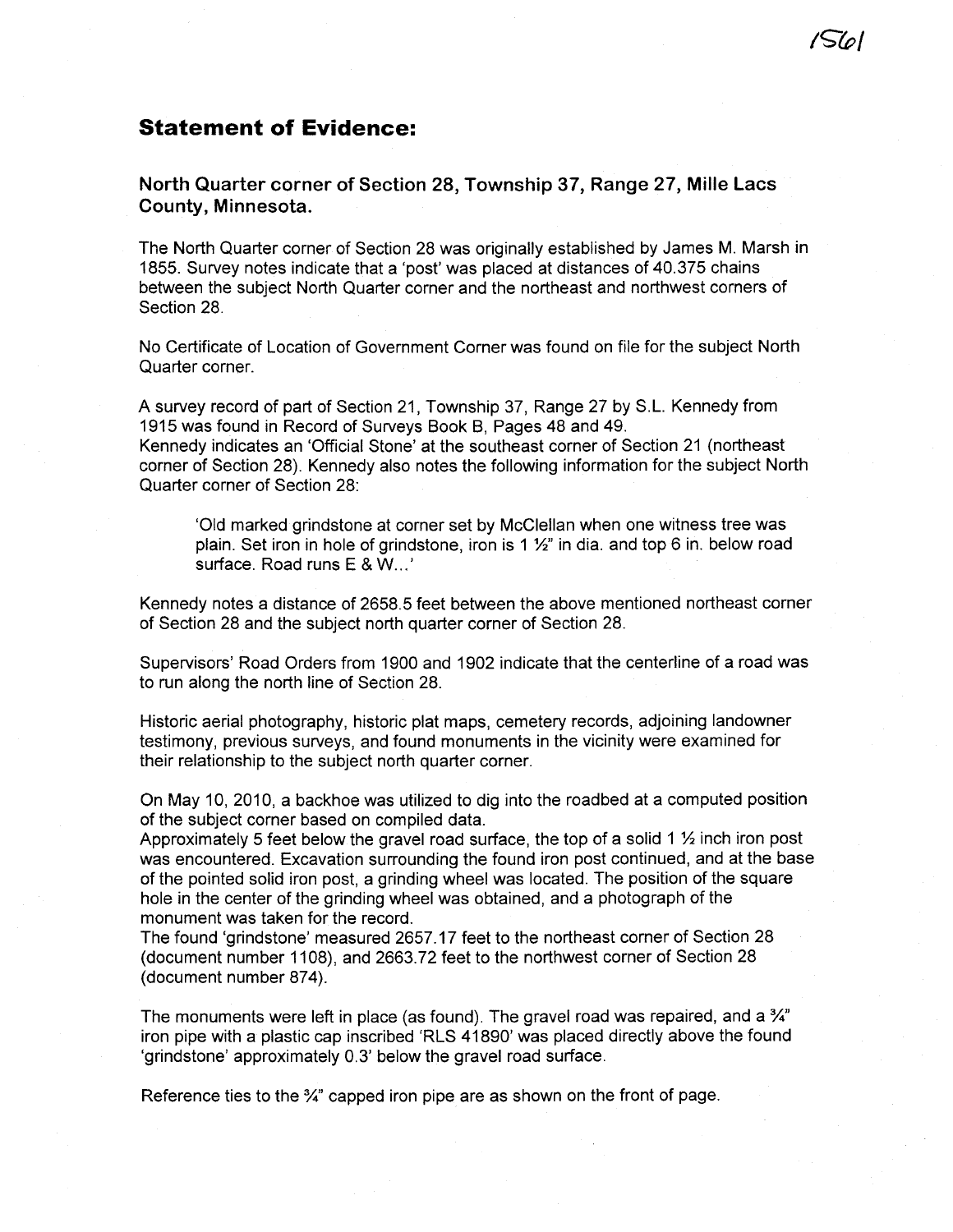1561

## Statement of Evidence:

### North Quarter corner of Section 28, Township 37, Range 27, Mille Lacs County, Minnesota.

The North Quarter corner of Section 28 was originally established by James M. Marsh in 1855. Survey notes indicate that a 'post' was placed at distances of 40.375 chains between the subject North Quarter corner and the northeast and northwest corners of Section 28.

No Certificate of Location of Government Corner was found on file for the subject North Quarter corner.

A survey record of part of Section 21, Township 37, Range 27 by S.L. Kennedy from 1915 was found in Record of Surveys Book B, Pages 48 and 49.
Kennedy indicates an 'Official Stone' at the southeast corner of Section 21 (northeast corner of Section 28). Kennedy also notes the following information for the subject North Quarter corner of Section 28:

> 'Old marked grindstone at corner set by McClellan when one witness tree was plain. Set iron in hole of grindstone, iron is 1 ½" in dia. and top 6 in. below road surface. Road runs E & W...'

Kennedy notes a distance of 2658.5 feet between the above mentioned northeast corner of Section 28 and the subject north quarter corner of Section 28.

Supervisors' Road Orders from 1900 and 1902 indicate that the centerline of a road was to run along the north line of Section 28.

Historic aerial photography, historic plat maps, cemetery records, adjoining landowner testimony, previous surveys, and found monuments in the vicinity were examined for their relationship to the subject north quarter corner.

On May 10, 2010, a backhoe was utilized to dig into the roadbed at a computed position of the subject corner based on compiled data.
Approximately 5 feet below the gravel road surface, the top of a solid 1 ½ inch iron post was encountered. Excavation surrounding the found iron post continued, and at the base of the pointed solid iron post, a grinding wheel was located. The position of the square hole in the center of the grinding wheel was obtained, and a photograph of the monument was taken for the record.
The found 'grindstone' measured 2657.17 feet to the northeast corner of Section 28 (document number 1108), and 2663.72 feet to the northwest corner of Section 28 (document number 874).

The monuments were left in place (as found). The gravel road was repaired, and a ¾" iron pipe with a plastic cap inscribed 'RLS 41890' was placed directly above the found 'grindstone' approximately 0.3' below the gravel road surface.

Reference ties to the ¾" capped iron pipe are as shown on the front of page.